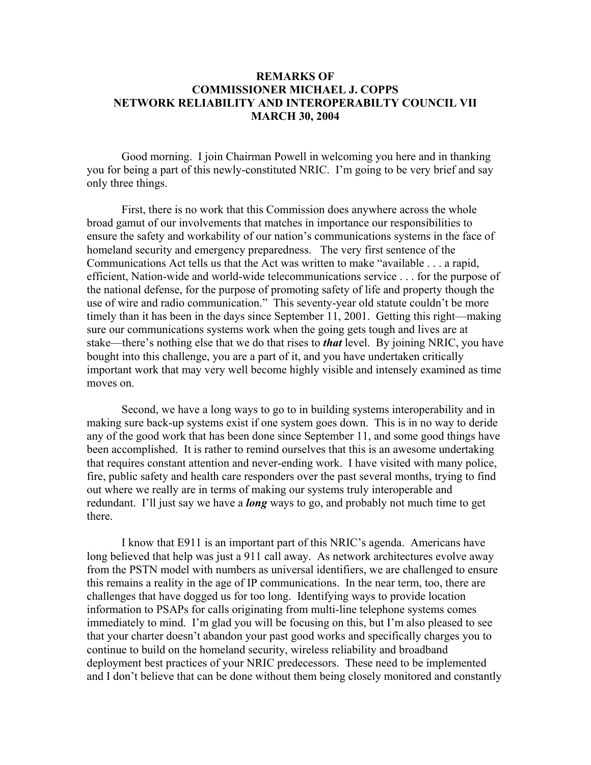# REMARKS OF
# COMMISSIONER MICHAEL J. COPPS
# NETWORK RELIABILITY AND INTEROPERABILTY COUNCIL VII
# MARCH 30, 2004

Good morning. I join Chairman Powell in welcoming you here and in thanking you for being a part of this newly-constituted NRIC. I'm going to be very brief and say only three things.

First, there is no work that this Commission does anywhere across the whole broad gamut of our involvements that matches in importance our responsibilities to ensure the safety and workability of our nation's communications systems in the face of homeland security and emergency preparedness. The very first sentence of the Communications Act tells us that the Act was written to make "available . . . a rapid, efficient, Nation-wide and world-wide telecommunications service . . . for the purpose of the national defense, for the purpose of promoting safety of life and property though the use of wire and radio communication." This seventy-year old statute couldn't be more timely than it has been in the days since September 11, 2001. Getting this right—making sure our communications systems work when the going gets tough and lives are at stake—there's nothing else that we do that rises to ***that*** level. By joining NRIC, you have bought into this challenge, you are a part of it, and you have undertaken critically important work that may very well become highly visible and intensely examined as time moves on.

Second, we have a long ways to go to in building systems interoperability and in making sure back-up systems exist if one system goes down. This is in no way to deride any of the good work that has been done since September 11, and some good things have been accomplished. It is rather to remind ourselves that this is an awesome undertaking that requires constant attention and never-ending work. I have visited with many police, fire, public safety and health care responders over the past several months, trying to find out where we really are in terms of making our systems truly interoperable and redundant. I'll just say we have a ***long*** ways to go, and probably not much time to get there.

I know that E911 is an important part of this NRIC's agenda. Americans have long believed that help was just a 911 call away. As network architectures evolve away from the PSTN model with numbers as universal identifiers, we are challenged to ensure this remains a reality in the age of IP communications. In the near term, too, there are challenges that have dogged us for too long. Identifying ways to provide location information to PSAPs for calls originating from multi-line telephone systems comes immediately to mind. I'm glad you will be focusing on this, but I'm also pleased to see that your charter doesn't abandon your past good works and specifically charges you to continue to build on the homeland security, wireless reliability and broadband deployment best practices of your NRIC predecessors. These need to be implemented and I don't believe that can be done without them being closely monitored and constantly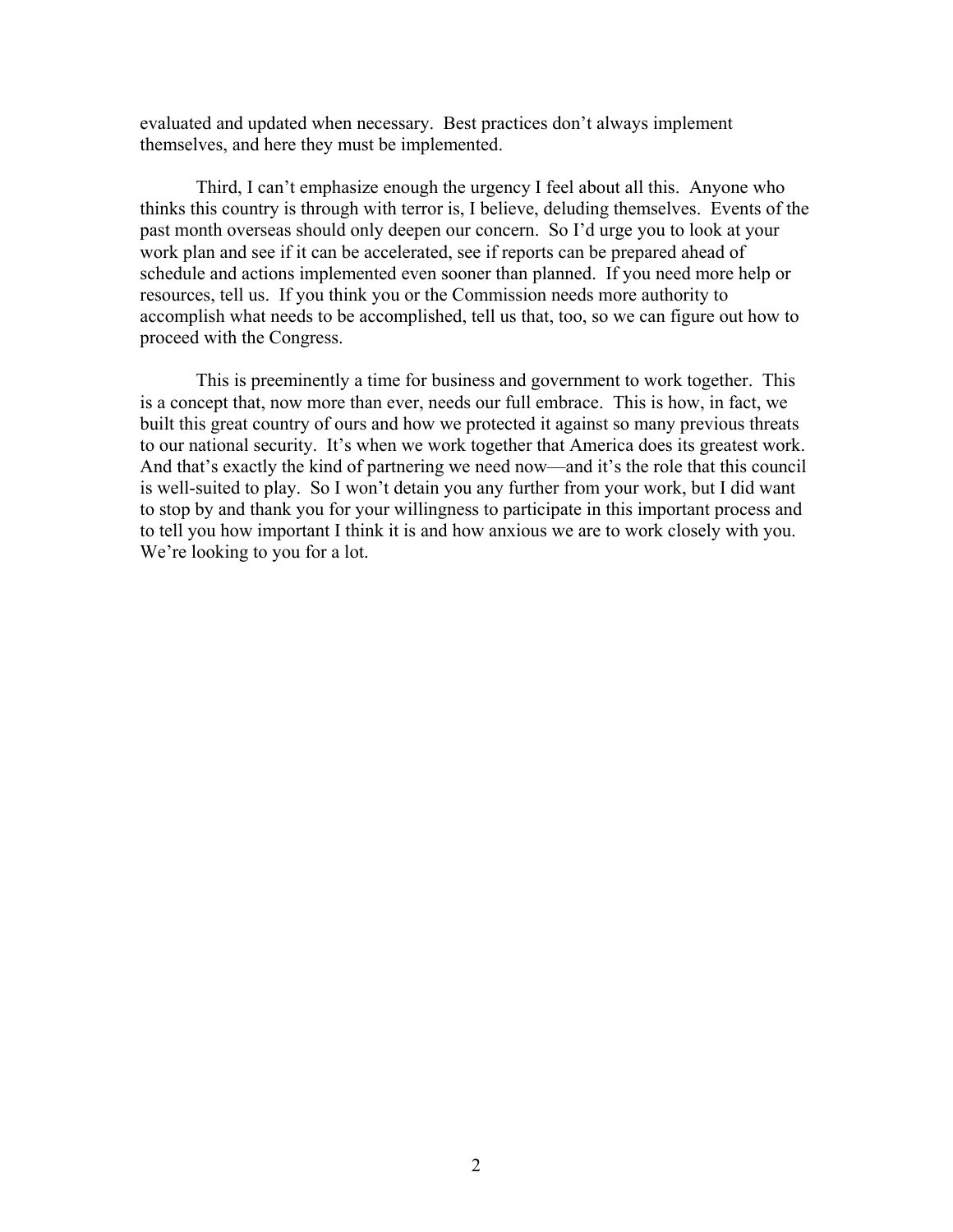evaluated and updated when necessary. Best practices don't always implement themselves, and here they must be implemented.

Third, I can't emphasize enough the urgency I feel about all this. Anyone who thinks this country is through with terror is, I believe, deluding themselves. Events of the past month overseas should only deepen our concern. So I'd urge you to look at your work plan and see if it can be accelerated, see if reports can be prepared ahead of schedule and actions implemented even sooner than planned. If you need more help or resources, tell us. If you think you or the Commission needs more authority to accomplish what needs to be accomplished, tell us that, too, so we can figure out how to proceed with the Congress.

This is preeminently a time for business and government to work together. This is a concept that, now more than ever, needs our full embrace. This is how, in fact, we built this great country of ours and how we protected it against so many previous threats to our national security. It's when we work together that America does its greatest work. And that's exactly the kind of partnering we need now—and it's the role that this council is well-suited to play. So I won't detain you any further from your work, but I did want to stop by and thank you for your willingness to participate in this important process and to tell you how important I think it is and how anxious we are to work closely with you. We're looking to you for a lot.